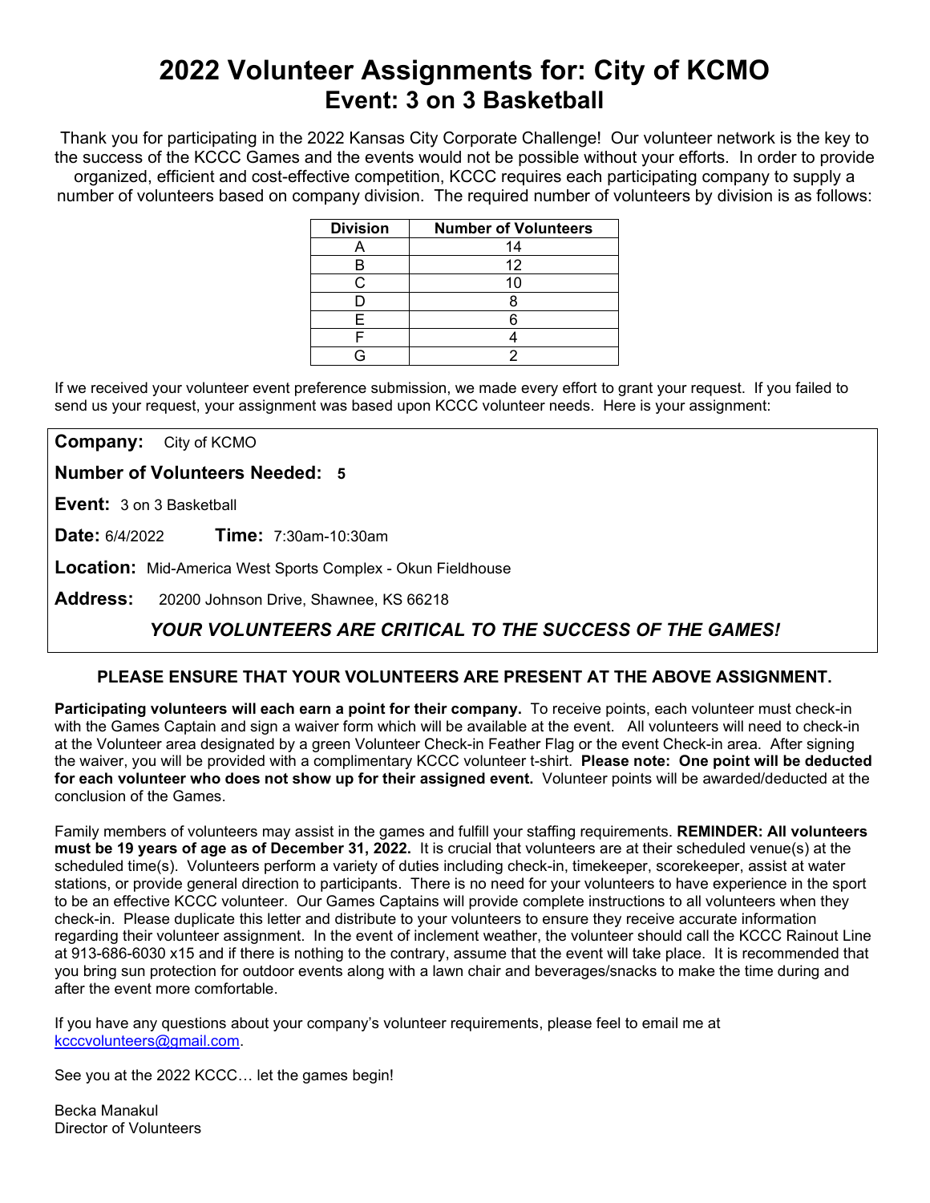# 2022 Volunteer Assignments for: City of KCMO
## Event: 3 on 3 Basketball

Thank you for participating in the 2022 Kansas City Corporate Challenge! Our volunteer network is the key to the success of the KCCC Games and the events would not be possible without your efforts. In order to provide organized, efficient and cost-effective competition, KCCC requires each participating company to supply a number of volunteers based on company division. The required number of volunteers by division is as follows:

| Division | Number of Volunteers |
|---|---|
| A | 14 |
| B | 12 |
| C | 10 |
| D | 8 |
| E | 6 |
| F | 4 |
| G | 2 |

If we received your volunteer event preference submission, we made every effort to grant your request. If you failed to send us your request, your assignment was based upon KCCC volunteer needs. Here is your assignment:

**Company:** City of KCMO

**Number of Volunteers Needed:** **5**

**Event:** 3 on 3 Basketball

**Date:** 6/4/2022 **Time:** 7:30am-10:30am

**Location:** Mid-America West Sports Complex - Okun Fieldhouse

**Address:** 20200 Johnson Drive, Shawnee, KS 66218

***YOUR VOLUNTEERS ARE CRITICAL TO THE SUCCESS OF THE GAMES!***

**PLEASE ENSURE THAT YOUR VOLUNTEERS ARE PRESENT AT THE ABOVE ASSIGNMENT.**

**Participating volunteers will each earn a point for their company.** To receive points, each volunteer must check-in with the Games Captain and sign a waiver form which will be available at the event. All volunteers will need to check-in at the Volunteer area designated by a green Volunteer Check-in Feather Flag or the event Check-in area. After signing the waiver, you will be provided with a complimentary KCCC volunteer t-shirt. **Please note: One point will be deducted for each volunteer who does not show up for their assigned event.** Volunteer points will be awarded/deducted at the conclusion of the Games.

Family members of volunteers may assist in the games and fulfill your staffing requirements. **REMINDER: All volunteers must be 19 years of age as of December 31, 2022.** It is crucial that volunteers are at their scheduled venue(s) at the scheduled time(s). Volunteers perform a variety of duties including check-in, timekeeper, scorekeeper, assist at water stations, or provide general direction to participants. There is no need for your volunteers to have experience in the sport to be an effective KCCC volunteer. Our Games Captains will provide complete instructions to all volunteers when they check-in. Please duplicate this letter and distribute to your volunteers to ensure they receive accurate information regarding their volunteer assignment. In the event of inclement weather, the volunteer should call the KCCC Rainout Line at 913-686-6030 x15 and if there is nothing to the contrary, assume that the event will take place. It is recommended that you bring sun protection for outdoor events along with a lawn chair and beverages/snacks to make the time during and after the event more comfortable.

If you have any questions about your company's volunteer requirements, please feel to email me at kcccvolunteers@gmail.com.

See you at the 2022 KCCC… let the games begin!

Becka Manakul
Director of Volunteers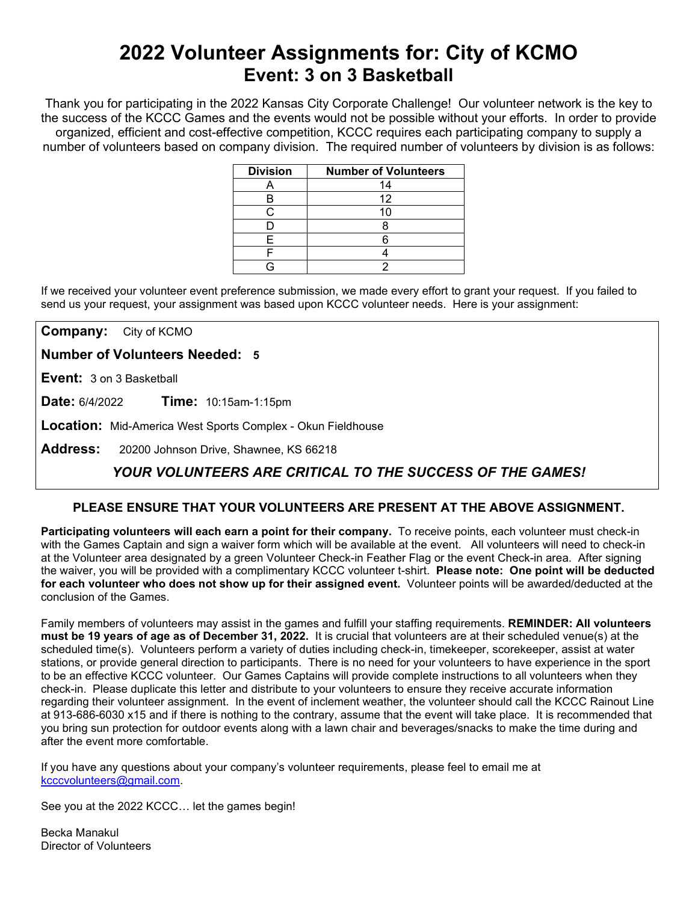# 2022 Volunteer Assignments for: City of KCMO

## Event: 3 on 3 Basketball

Thank you for participating in the 2022 Kansas City Corporate Challenge! Our volunteer network is the key to the success of the KCCC Games and the events would not be possible without your efforts. In order to provide organized, efficient and cost-effective competition, KCCC requires each participating company to supply a number of volunteers based on company division. The required number of volunteers by division is as follows:

| Division | Number of Volunteers |
| --- | --- |
| A | 14 |
| B | 12 |
| C | 10 |
| D | 8 |
| E | 6 |
| F | 4 |
| G | 2 |

If we received your volunteer event preference submission, we made every effort to grant your request. If you failed to send us your request, your assignment was based upon KCCC volunteer needs. Here is your assignment:

**Company:** City of KCMO

**Number of Volunteers Needed: 5**

**Event:** 3 on 3 Basketball

**Date:** 6/4/2022 **Time:** 10:15am-1:15pm

**Location:** Mid-America West Sports Complex - Okun Fieldhouse

**Address:** 20200 Johnson Drive, Shawnee, KS 66218

***YOUR VOLUNTEERS ARE CRITICAL TO THE SUCCESS OF THE GAMES!***

**PLEASE ENSURE THAT YOUR VOLUNTEERS ARE PRESENT AT THE ABOVE ASSIGNMENT.**

**Participating volunteers will each earn a point for their company.** To receive points, each volunteer must check-in with the Games Captain and sign a waiver form which will be available at the event. All volunteers will need to check-in at the Volunteer area designated by a green Volunteer Check-in Feather Flag or the event Check-in area. After signing the waiver, you will be provided with a complimentary KCCC volunteer t-shirt. **Please note: One point will be deducted for each volunteer who does not show up for their assigned event.** Volunteer points will be awarded/deducted at the conclusion of the Games.

Family members of volunteers may assist in the games and fulfill your staffing requirements. **REMINDER: All volunteers must be 19 years of age as of December 31, 2022.** It is crucial that volunteers are at their scheduled venue(s) at the scheduled time(s). Volunteers perform a variety of duties including check-in, timekeeper, scorekeeper, assist at water stations, or provide general direction to participants. There is no need for your volunteers to have experience in the sport to be an effective KCCC volunteer. Our Games Captains will provide complete instructions to all volunteers when they check-in. Please duplicate this letter and distribute to your volunteers to ensure they receive accurate information regarding their volunteer assignment. In the event of inclement weather, the volunteer should call the KCCC Rainout Line at 913-686-6030 x15 and if there is nothing to the contrary, assume that the event will take place. It is recommended that you bring sun protection for outdoor events along with a lawn chair and beverages/snacks to make the time during and after the event more comfortable.

If you have any questions about your company's volunteer requirements, please feel to email me at kcccvolunteers@gmail.com.

See you at the 2022 KCCC… let the games begin!

Becka Manakul
Director of Volunteers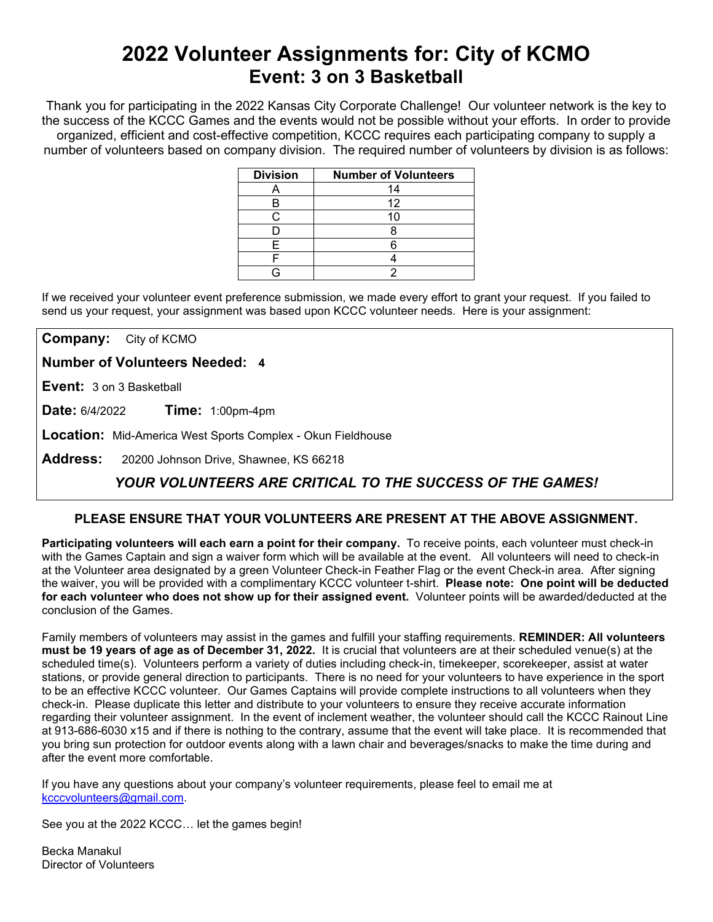# 2022 Volunteer Assignments for: City of KCMO

## Event: 3 on 3 Basketball

Thank you for participating in the 2022 Kansas City Corporate Challenge! Our volunteer network is the key to the success of the KCCC Games and the events would not be possible without your efforts. In order to provide organized, efficient and cost-effective competition, KCCC requires each participating company to supply a number of volunteers based on company division. The required number of volunteers by division is as follows:

| Division | Number of Volunteers |
|---|---|
| A | 14 |
| B | 12 |
| C | 10 |
| D | 8 |
| E | 6 |
| F | 4 |
| G | 2 |

If we received your volunteer event preference submission, we made every effort to grant your request. If you failed to send us your request, your assignment was based upon KCCC volunteer needs. Here is your assignment:

**Company:** City of KCMO

**Number of Volunteers Needed:** **4**

**Event:** 3 on 3 Basketball

**Date:** 6/4/2022 **Time:** 1:00pm-4pm

**Location:** Mid-America West Sports Complex - Okun Fieldhouse

**Address:** 20200 Johnson Drive, Shawnee, KS 66218

***YOUR VOLUNTEERS ARE CRITICAL TO THE SUCCESS OF THE GAMES!***

**PLEASE ENSURE THAT YOUR VOLUNTEERS ARE PRESENT AT THE ABOVE ASSIGNMENT.**

**Participating volunteers will each earn a point for their company.** To receive points, each volunteer must check-in with the Games Captain and sign a waiver form which will be available at the event. All volunteers will need to check-in at the Volunteer area designated by a green Volunteer Check-in Feather Flag or the event Check-in area. After signing the waiver, you will be provided with a complimentary KCCC volunteer t-shirt. **Please note: One point will be deducted for each volunteer who does not show up for their assigned event.** Volunteer points will be awarded/deducted at the conclusion of the Games.

Family members of volunteers may assist in the games and fulfill your staffing requirements. **REMINDER: All volunteers must be 19 years of age as of December 31, 2022.** It is crucial that volunteers are at their scheduled venue(s) at the scheduled time(s). Volunteers perform a variety of duties including check-in, timekeeper, scorekeeper, assist at water stations, or provide general direction to participants. There is no need for your volunteers to have experience in the sport to be an effective KCCC volunteer. Our Games Captains will provide complete instructions to all volunteers when they check-in. Please duplicate this letter and distribute to your volunteers to ensure they receive accurate information regarding their volunteer assignment. In the event of inclement weather, the volunteer should call the KCCC Rainout Line at 913-686-6030 x15 and if there is nothing to the contrary, assume that the event will take place. It is recommended that you bring sun protection for outdoor events along with a lawn chair and beverages/snacks to make the time during and after the event more comfortable.

If you have any questions about your company's volunteer requirements, please feel to email me at kcccvolunteers@gmail.com.

See you at the 2022 KCCC… let the games begin!

Becka Manakul
Director of Volunteers